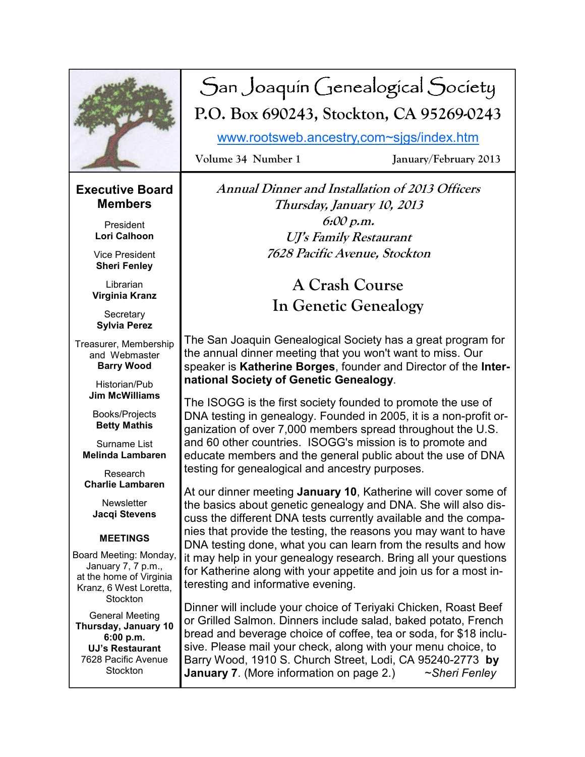# San Joaquin Genealogical Society

## P.O. Box 690243, Stockton, CA 95269-0243

www.rootsweb.ancestry,com~sjgs/index.htm

Volume 34 Number 1 January/February 2013

### Executive Board Members

President
**Lori Calhoon**

Vice President
**Sheri Fenley**

Librarian
**Virginia Kranz**

Secretary
**Sylvia Perez**

Treasurer, Membership and Webmaster
**Barry Wood**

Historian/Pub
**Jim McWilliams**

Books/Projects
**Betty Mathis**

Surname List
**Melinda Lambaren**

Research
**Charlie Lambaren**

Newsletter
**Jacqi Stevens**

### MEETINGS

Board Meeting: Monday, January 7, 7 p.m., at the home of Virginia Kranz, 6 West Loretta, Stockton

General Meeting
**Thursday, January 10**
**6:00 p.m.**
**UJ's Restaurant**
7628 Pacific Avenue
Stockton

*Annual Dinner and Installation of 2013 Officers*
*Thursday, January 10, 2013*
*6:00 p.m.*
*UJ's Family Restaurant*
*7628 Pacific Avenue, Stockton*

## A Crash Course In Genetic Genealogy

The San Joaquin Genealogical Society has a great program for the annual dinner meeting that you won't want to miss. Our speaker is **Katherine Borges**, founder and Director of the **International Society of Genetic Genealogy**.

The ISOGG is the first society founded to promote the use of DNA testing in genealogy. Founded in 2005, it is a non-profit organization of over 7,000 members spread throughout the U.S. and 60 other countries. ISOGG's mission is to promote and educate members and the general public about the use of DNA testing for genealogical and ancestry purposes.

At our dinner meeting **January 10**, Katherine will cover some of the basics about genetic genealogy and DNA. She will also discuss the different DNA tests currently available and the companies that provide the testing, the reasons you may want to have DNA testing done, what you can learn from the results and how it may help in your genealogy research. Bring all your questions for Katherine along with your appetite and join us for a most interesting and informative evening.

Dinner will include your choice of Teriyaki Chicken, Roast Beef or Grilled Salmon. Dinners include salad, baked potato, French bread and beverage choice of coffee, tea or soda, for $18 inclusive. Please mail your check, along with your menu choice, to Barry Wood, 1910 S. Church Street, Lodi, CA 95240-2773 **by January 7**. (More information on page 2.) *~Sheri Fenley*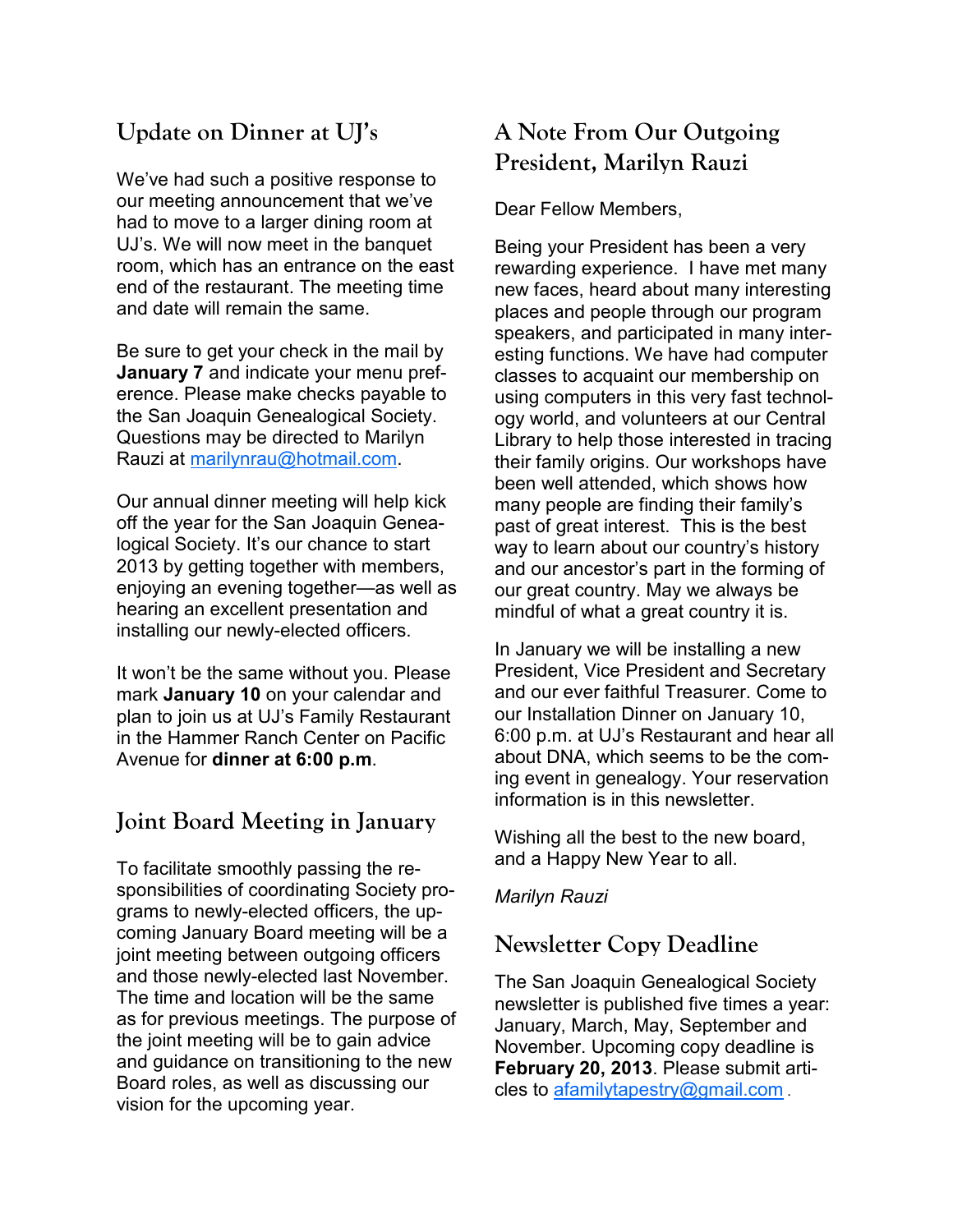## Update on Dinner at UJ's

We've had such a positive response to our meeting announcement that we've had to move to a larger dining room at UJ's. We will now meet in the banquet room, which has an entrance on the east end of the restaurant. The meeting time and date will remain the same.

Be sure to get your check in the mail by **January 7** and indicate your menu preference. Please make checks payable to the San Joaquin Genealogical Society. Questions may be directed to Marilyn Rauzi at marilynrau@hotmail.com.

Our annual dinner meeting will help kick off the year for the San Joaquin Genealogical Society. It's our chance to start 2013 by getting together with members, enjoying an evening together—as well as hearing an excellent presentation and installing our newly-elected officers.

It won't be the same without you. Please mark **January 10** on your calendar and plan to join us at UJ's Family Restaurant in the Hammer Ranch Center on Pacific Avenue for **dinner at 6:00 p.m**.

## Joint Board Meeting in January

To facilitate smoothly passing the responsibilities of coordinating Society programs to newly-elected officers, the upcoming January Board meeting will be a joint meeting between outgoing officers and those newly-elected last November. The time and location will be the same as for previous meetings. The purpose of the joint meeting will be to gain advice and guidance on transitioning to the new Board roles, as well as discussing our vision for the upcoming year.

## A Note From Our Outgoing President, Marilyn Rauzi

Dear Fellow Members,

Being your President has been a very rewarding experience. I have met many new faces, heard about many interesting places and people through our program speakers, and participated in many interesting functions. We have had computer classes to acquaint our membership on using computers in this very fast technology world, and volunteers at our Central Library to help those interested in tracing their family origins. Our workshops have been well attended, which shows how many people are finding their family's past of great interest. This is the best way to learn about our country's history and our ancestor's part in the forming of our great country. May we always be mindful of what a great country it is.

In January we will be installing a new President, Vice President and Secretary and our ever faithful Treasurer. Come to our Installation Dinner on January 10, 6:00 p.m. at UJ's Restaurant and hear all about DNA, which seems to be the coming event in genealogy. Your reservation information is in this newsletter.

Wishing all the best to the new board, and a Happy New Year to all.

*Marilyn Rauzi*

## Newsletter Copy Deadline

The San Joaquin Genealogical Society newsletter is published five times a year: January, March, May, September and November. Upcoming copy deadline is **February 20, 2013**. Please submit articles to afamilytapestry@gmail.com .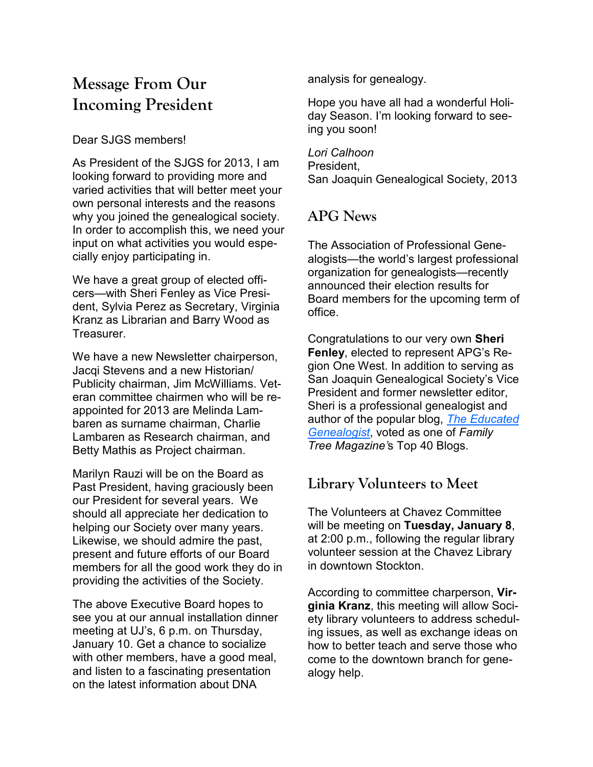## Message From Our Incoming President

Dear SJGS members!

As President of the SJGS for 2013, I am looking forward to providing more and varied activities that will better meet your own personal interests and the reasons why you joined the genealogical society. In order to accomplish this, we need your input on what activities you would especially enjoy participating in.

We have a great group of elected officers—with Sheri Fenley as Vice President, Sylvia Perez as Secretary, Virginia Kranz as Librarian and Barry Wood as Treasurer.

We have a new Newsletter chairperson, Jacqi Stevens and a new Historian/ Publicity chairman, Jim McWilliams. Veteran committee chairmen who will be reappointed for 2013 are Melinda Lambaren as surname chairman, Charlie Lambaren as Research chairman, and Betty Mathis as Project chairman.

Marilyn Rauzi will be on the Board as Past President, having graciously been our President for several years. We should all appreciate her dedication to helping our Society over many years. Likewise, we should admire the past, present and future efforts of our Board members for all the good work they do in providing the activities of the Society.

The above Executive Board hopes to see you at our annual installation dinner meeting at UJ's, 6 p.m. on Thursday, January 10. Get a chance to socialize with other members, have a good meal, and listen to a fascinating presentation on the latest information about DNA analysis for genealogy.

Hope you have all had a wonderful Holiday Season. I'm looking forward to seeing you soon!

*Lori Calhoon*
President,
San Joaquin Genealogical Society, 2013

## APG News

The Association of Professional Genealogists—the world's largest professional organization for genealogists—recently announced their election results for Board members for the upcoming term of office.

Congratulations to our very own **Sheri Fenley**, elected to represent APG's Region One West. In addition to serving as San Joaquin Genealogical Society's Vice President and former newsletter editor, Sheri is a professional genealogist and author of the popular blog, *The Educated Genealogist*, voted as one of *Family Tree Magazine*'s Top 40 Blogs.

## Library Volunteers to Meet

The Volunteers at Chavez Committee will be meeting on **Tuesday, January 8**, at 2:00 p.m., following the regular library volunteer session at the Chavez Library in downtown Stockton.

According to committee charperson, **Virginia Kranz**, this meeting will allow Society library volunteers to address scheduling issues, as well as exchange ideas on how to better teach and serve those who come to the downtown branch for genealogy help.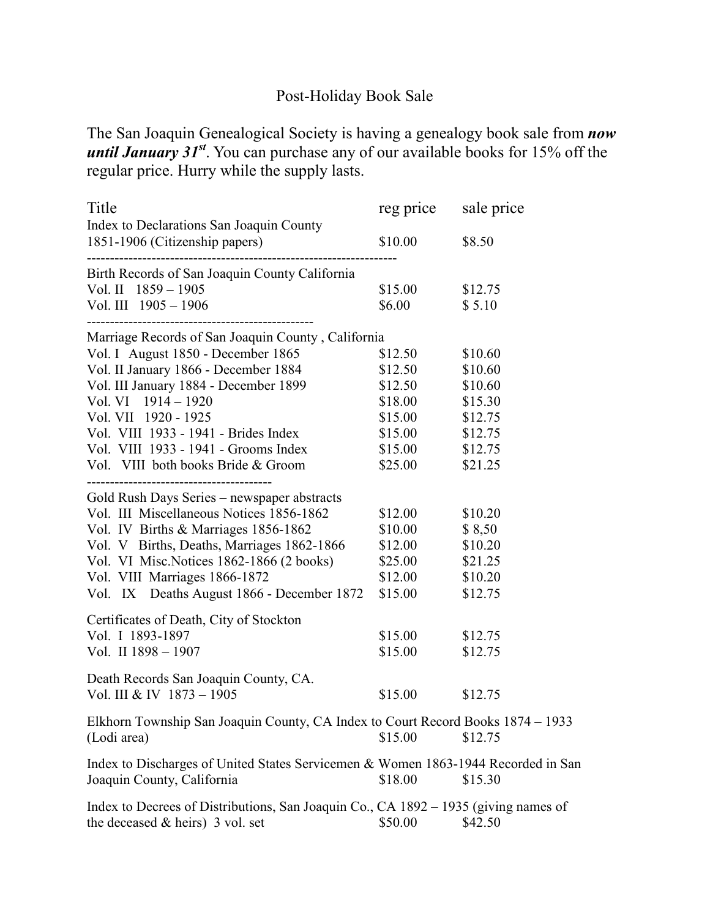# Post-Holiday Book Sale

The San Joaquin Genealogical Society is having a genealogy book sale from ***now until January 31st***. You can purchase any of our available books for 15% off the regular price. Hurry while the supply lasts.

| Title | reg price | sale price |
|---|---|---|
| Index to Declarations San Joaquin County 1851-1906 (Citizenship papers) | $10.00 | $8.50 |
| **Birth Records of San Joaquin County California** | | |
| Vol. II 1859 – 1905 | $15.00 | $12.75 |
| Vol. III 1905 – 1906 | $6.00 | $ 5.10 |
| **Marriage Records of San Joaquin County , California** | | |
| Vol. I August 1850 - December 1865 | $12.50 | $10.60 |
| Vol. II January 1866 - December 1884 | $12.50 | $10.60 |
| Vol. III January 1884 - December 1899 | $12.50 | $10.60 |
| Vol. VI 1914 – 1920 | $18.00 | $15.30 |
| Vol. VII 1920 - 1925 | $15.00 | $12.75 |
| Vol. VIII 1933 - 1941 - Brides Index | $15.00 | $12.75 |
| Vol. VIII 1933 - 1941 - Grooms Index | $15.00 | $12.75 |
| Vol. VIII both books Bride & Groom | $25.00 | $21.25 |
| **Gold Rush Days Series – newspaper abstracts** | | |
| Vol. III Miscellaneous Notices 1856-1862 | $12.00 | $10.20 |
| Vol. IV Births & Marriages 1856-1862 | $10.00 | $ 8,50 |
| Vol. V Births, Deaths, Marriages 1862-1866 | $12.00 | $10.20 |
| Vol. VI Misc.Notices 1862-1866 (2 books) | $25.00 | $21.25 |
| Vol. VIII Marriages 1866-1872 | $12.00 | $10.20 |
| Vol. IX Deaths August 1866 - December 1872 | $15.00 | $12.75 |
| **Certificates of Death, City of Stockton** | | |
| Vol. I 1893-1897 | $15.00 | $12.75 |
| Vol. II 1898 – 1907 | $15.00 | $12.75 |
| **Death Records San Joaquin County, CA.** | | |
| Vol. III & IV 1873 – 1905 | $15.00 | $12.75 |
| Elkhorn Township San Joaquin County, CA Index to Court Record Books 1874 – 1933 (Lodi area) | $15.00 | $12.75 |
| Index to Discharges of United States Servicemen & Women 1863-1944 Recorded in San Joaquin County, California | $18.00 | $15.30 |
| Index to Decrees of Distributions, San Joaquin Co., CA 1892 – 1935 (giving names of the deceased & heirs) 3 vol. set | $50.00 | $42.50 |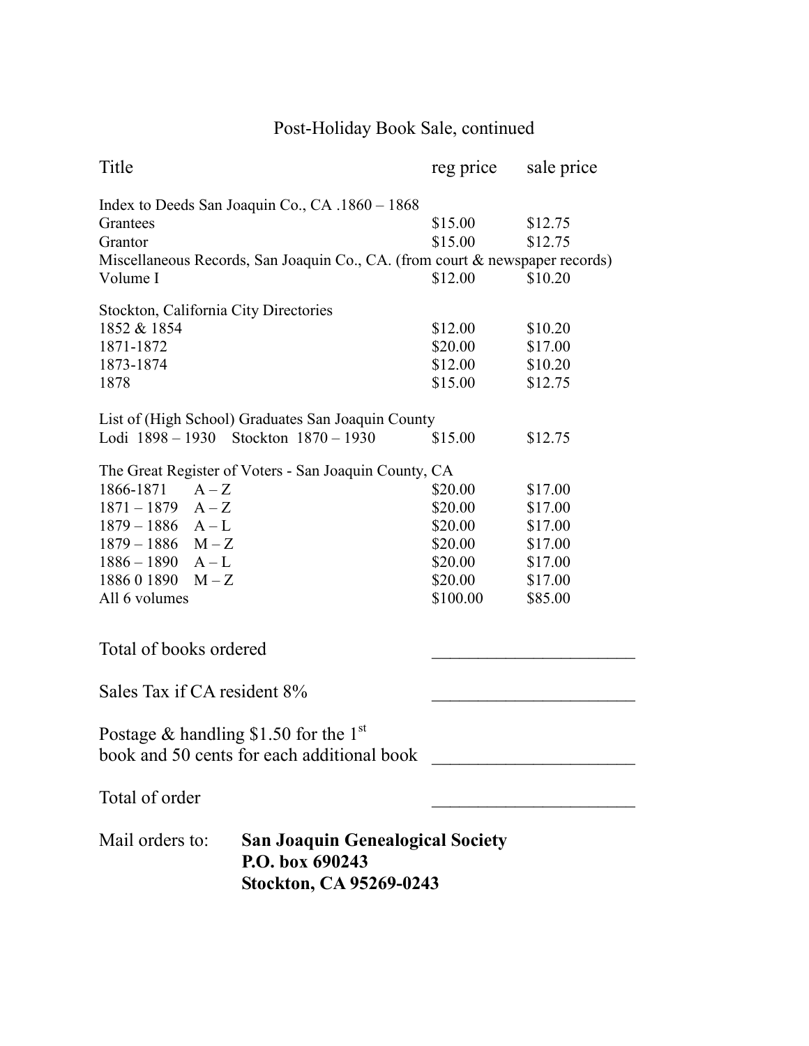Post-Holiday Book Sale, continued

| Title | reg price | sale price |
|---|---|---|
| Index to Deeds San Joaquin Co., CA .1860 – 1868 | | |
| Grantees | $15.00 | $12.75 |
| Grantor | $15.00 | $12.75 |
| Miscellaneous Records, San Joaquin Co., CA. (from court & newspaper records) | | |
| Volume I | $12.00 | $10.20 |
| Stockton, California City Directories | | |
| 1852 & 1854 | $12.00 | $10.20 |
| 1871-1872 | $20.00 | $17.00 |
| 1873-1874 | $12.00 | $10.20 |
| 1878 | $15.00 | $12.75 |
| List of (High School) Graduates San Joaquin County | | |
| Lodi 1898 – 1930 Stockton 1870 – 1930 | $15.00 | $12.75 |
| The Great Register of Voters - San Joaquin County, CA | | |
| 1866-1871 A – Z | $20.00 | $17.00 |
| 1871 – 1879 A – Z | $20.00 | $17.00 |
| 1879 – 1886 A – L | $20.00 | $17.00 |
| 1879 – 1886 M – Z | $20.00 | $17.00 |
| 1886 – 1890 A – L | $20.00 | $17.00 |
| 1886 0 1890 M – Z | $20.00 | $17.00 |
| All 6 volumes | $100.00 | $85.00 |

Total of books ordered ______________________

Sales Tax if CA resident 8% ______________________

Postage & handling $1.50 for the 1st book and 50 cents for each additional book ______________________

Total of order ______________________

Mail orders to: **San Joaquin Genealogical Society**
**P.O. box 690243**
**Stockton, CA 95269-0243**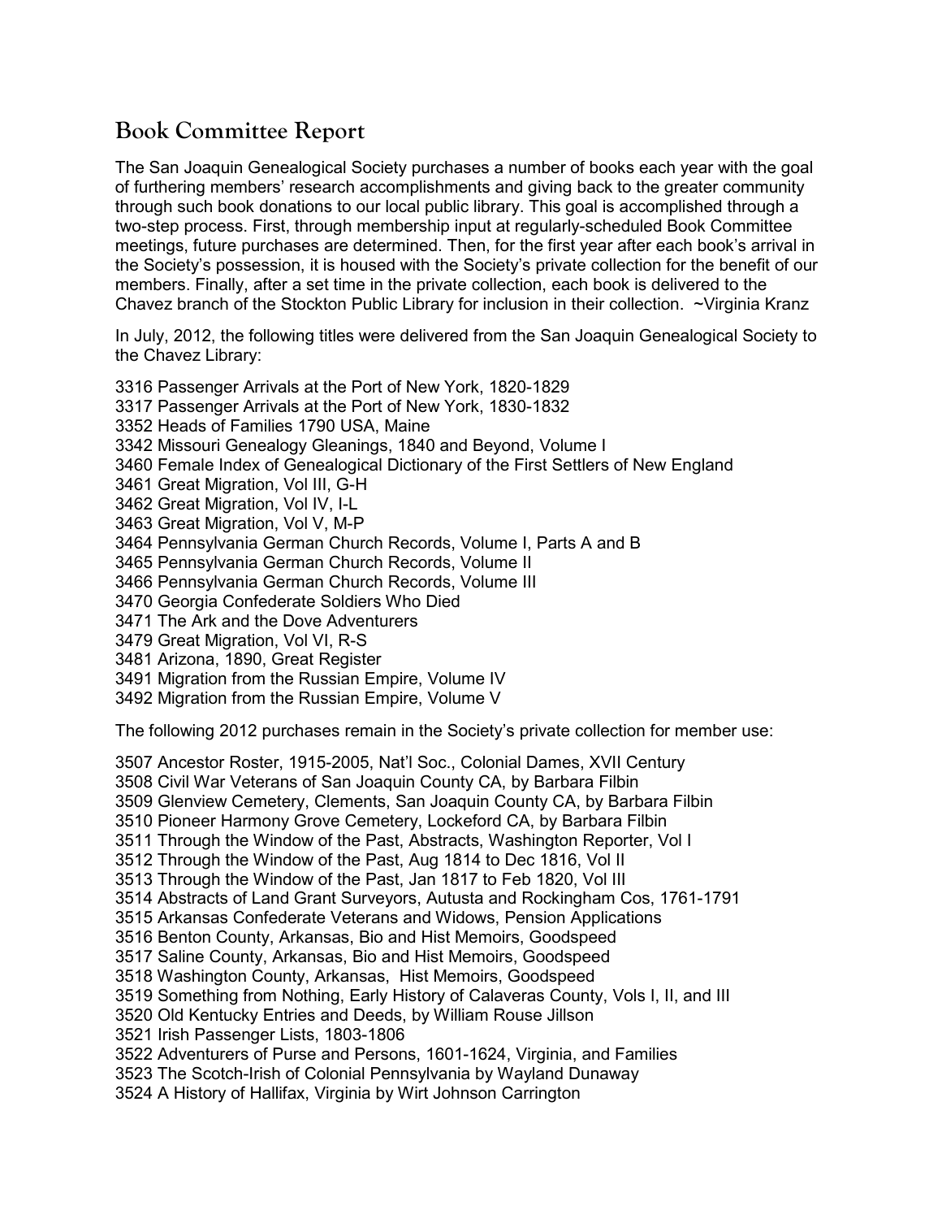## Book Committee Report

The San Joaquin Genealogical Society purchases a number of books each year with the goal of furthering members' research accomplishments and giving back to the greater community through such book donations to our local public library. This goal is accomplished through a two-step process. First, through membership input at regularly-scheduled Book Committee meetings, future purchases are determined. Then, for the first year after each book's arrival in the Society's possession, it is housed with the Society's private collection for the benefit of our members. Finally, after a set time in the private collection, each book is delivered to the Chavez branch of the Stockton Public Library for inclusion in their collection. ~Virginia Kranz

In July, 2012, the following titles were delivered from the San Joaquin Genealogical Society to the Chavez Library:

3316 Passenger Arrivals at the Port of New York, 1820-1829
3317 Passenger Arrivals at the Port of New York, 1830-1832
3352 Heads of Families 1790 USA, Maine
3342 Missouri Genealogy Gleanings, 1840 and Beyond, Volume I
3460 Female Index of Genealogical Dictionary of the First Settlers of New England
3461 Great Migration, Vol III, G-H
3462 Great Migration, Vol IV, I-L
3463 Great Migration, Vol V, M-P
3464 Pennsylvania German Church Records, Volume I, Parts A and B
3465 Pennsylvania German Church Records, Volume II
3466 Pennsylvania German Church Records, Volume III
3470 Georgia Confederate Soldiers Who Died
3471 The Ark and the Dove Adventurers
3479 Great Migration, Vol VI, R-S
3481 Arizona, 1890, Great Register
3491 Migration from the Russian Empire, Volume IV
3492 Migration from the Russian Empire, Volume V

The following 2012 purchases remain in the Society's private collection for member use:

3507 Ancestor Roster, 1915-2005, Nat'l Soc., Colonial Dames, XVII Century
3508 Civil War Veterans of San Joaquin County CA, by Barbara Filbin
3509 Glenview Cemetery, Clements, San Joaquin County CA, by Barbara Filbin
3510 Pioneer Harmony Grove Cemetery, Lockeford CA, by Barbara Filbin
3511 Through the Window of the Past, Abstracts, Washington Reporter, Vol I
3512 Through the Window of the Past, Aug 1814 to Dec 1816, Vol II
3513 Through the Window of the Past, Jan 1817 to Feb 1820, Vol III
3514 Abstracts of Land Grant Surveyors, Autusta and Rockingham Cos, 1761-1791
3515 Arkansas Confederate Veterans and Widows, Pension Applications
3516 Benton County, Arkansas, Bio and Hist Memoirs, Goodspeed
3517 Saline County, Arkansas, Bio and Hist Memoirs, Goodspeed
3518 Washington County, Arkansas, Hist Memoirs, Goodspeed
3519 Something from Nothing, Early History of Calaveras County, Vols I, II, and III
3520 Old Kentucky Entries and Deeds, by William Rouse Jillson
3521 Irish Passenger Lists, 1803-1806
3522 Adventurers of Purse and Persons, 1601-1624, Virginia, and Families
3523 The Scotch-Irish of Colonial Pennsylvania by Wayland Dunaway
3524 A History of Hallifax, Virginia by Wirt Johnson Carrington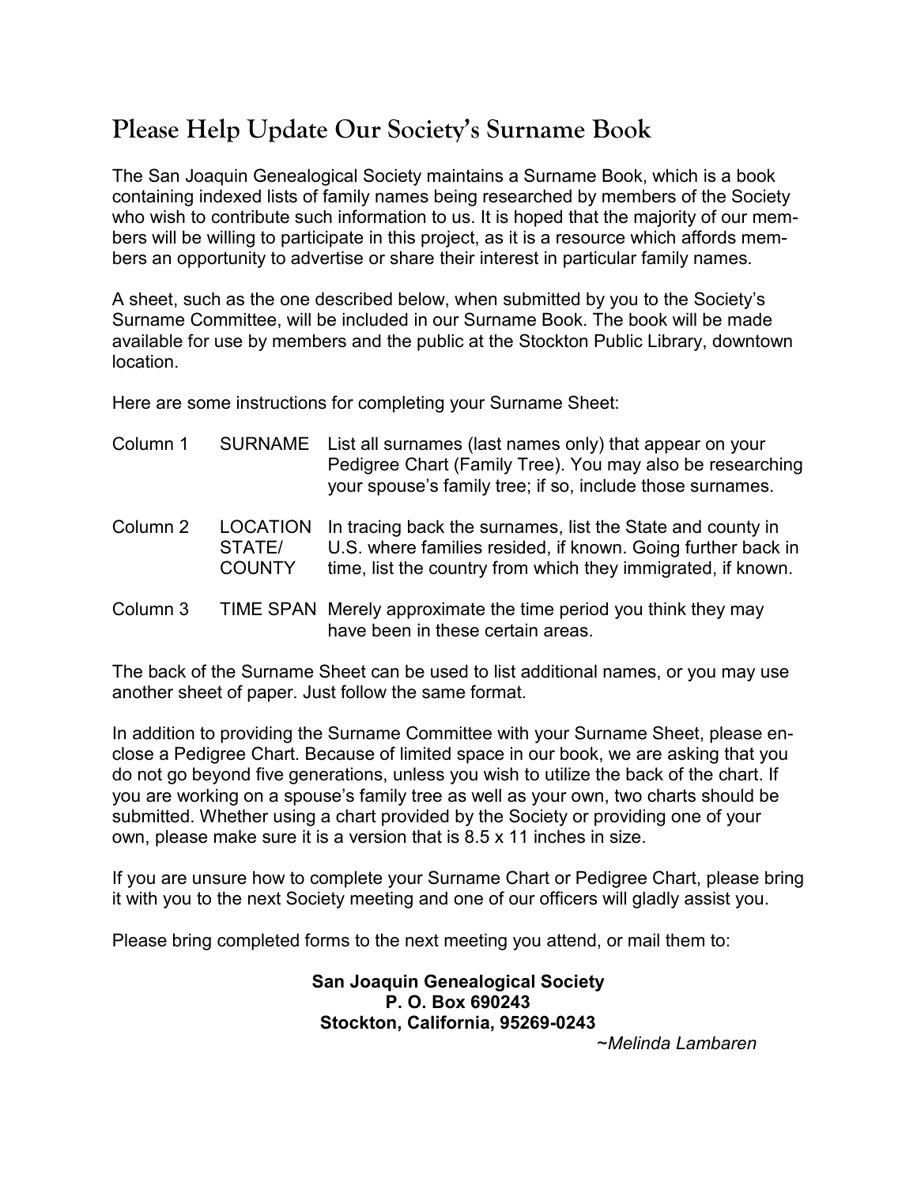## Please Help Update Our Society's Surname Book

The San Joaquin Genealogical Society maintains a Surname Book, which is a book containing indexed lists of family names being researched by members of the Society who wish to contribute such information to us. It is hoped that the majority of our members will be willing to participate in this project, as it is a resource which affords members an opportunity to advertise or share their interest in particular family names.

A sheet, such as the one described below, when submitted by you to the Society's Surname Committee, will be included in our Surname Book. The book will be made available for use by members and the public at the Stockton Public Library, downtown location.

Here are some instructions for completing your Surname Sheet:

| | | |
|---|---|---|
| Column 1 | SURNAME | List all surnames (last names only) that appear on your Pedigree Chart (Family Tree). You may also be researching your spouse's family tree; if so, include those surnames. |
| Column 2 | LOCATION STATE/ COUNTY | In tracing back the surnames, list the State and county in U.S. where families resided, if known. Going further back in time, list the country from which they immigrated, if known. |
| Column 3 | TIME SPAN | Merely approximate the time period you think they may have been in these certain areas. |

The back of the Surname Sheet can be used to list additional names, or you may use another sheet of paper. Just follow the same format.

In addition to providing the Surname Committee with your Surname Sheet, please enclose a Pedigree Chart. Because of limited space in our book, we are asking that you do not go beyond five generations, unless you wish to utilize the back of the chart. If you are working on a spouse's family tree as well as your own, two charts should be submitted. Whether using a chart provided by the Society or providing one of your own, please make sure it is a version that is 8.5 x 11 inches in size.

If you are unsure how to complete your Surname Chart or Pedigree Chart, please bring it with you to the next Society meeting and one of our officers will gladly assist you.

Please bring completed forms to the next meeting you attend, or mail them to:

**San Joaquin Genealogical Society**
**P. O. Box 690243**
**Stockton, California, 95269-0243**

*~Melinda Lambaren*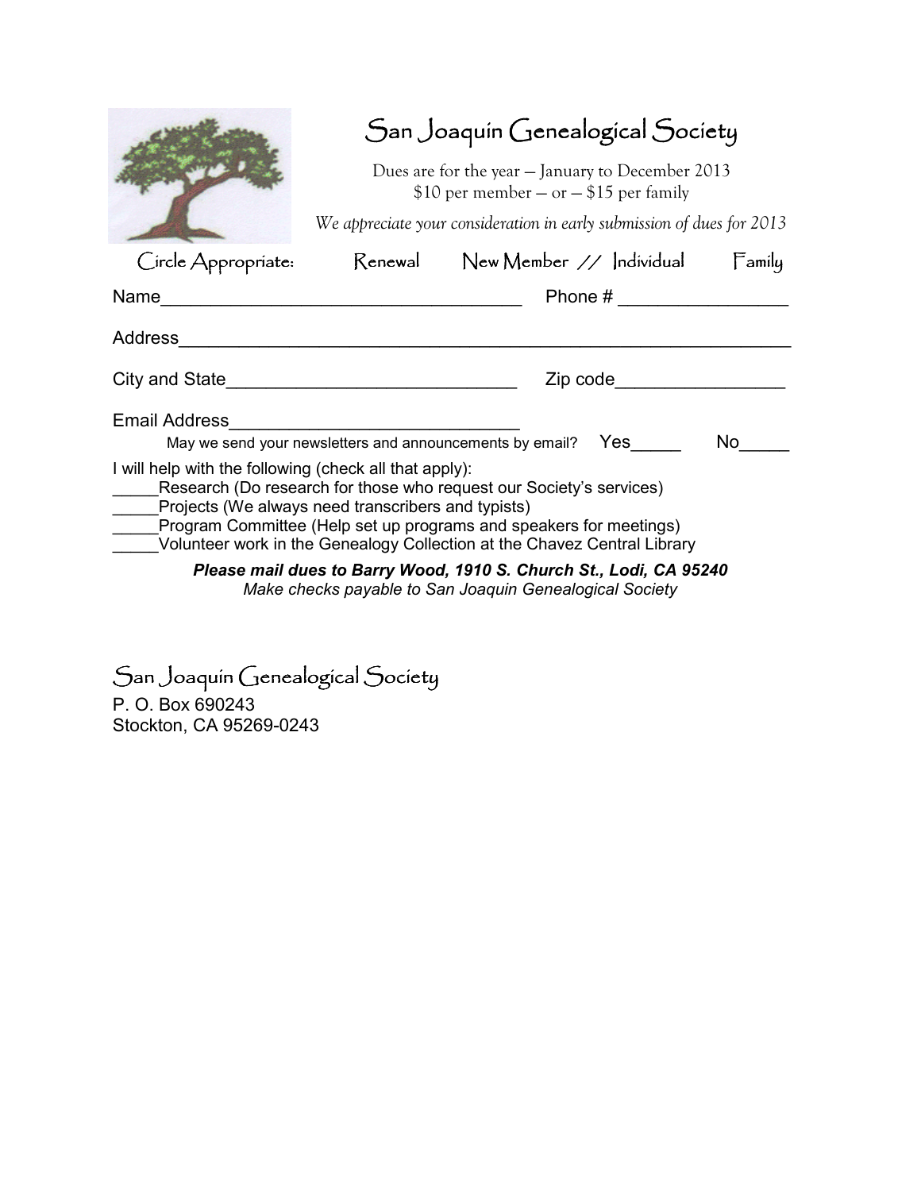# San Joaquin Genealogical Society

Dues are for the year — January to December 2013
$10 per member — or — $15 per family

*We appreciate your consideration in early submission of dues for 2013*

Circle Appropriate: Renewal New Member // Individual Family

Name___________________________________ Phone # ________________

Address____________________________________________________________

City and State____________________________ Zip code________________

Email Address____________________________

May we send your newsletters and announcements by email? Yes_____ No_____

I will help with the following (check all that apply):

_____Research (Do research for those who request our Society's services)
_____Projects (We always need transcribers and typists)
_____Program Committee (Help set up programs and speakers for meetings)
_____Volunteer work in the Genealogy Collection at the Chavez Central Library

***Please mail dues to Barry Wood, 1910 S. Church St., Lodi, CA 95240***
*Make checks payable to San Joaquin Genealogical Society*

San Joaquin Genealogical Society
P. O. Box 690243
Stockton, CA 95269-0243